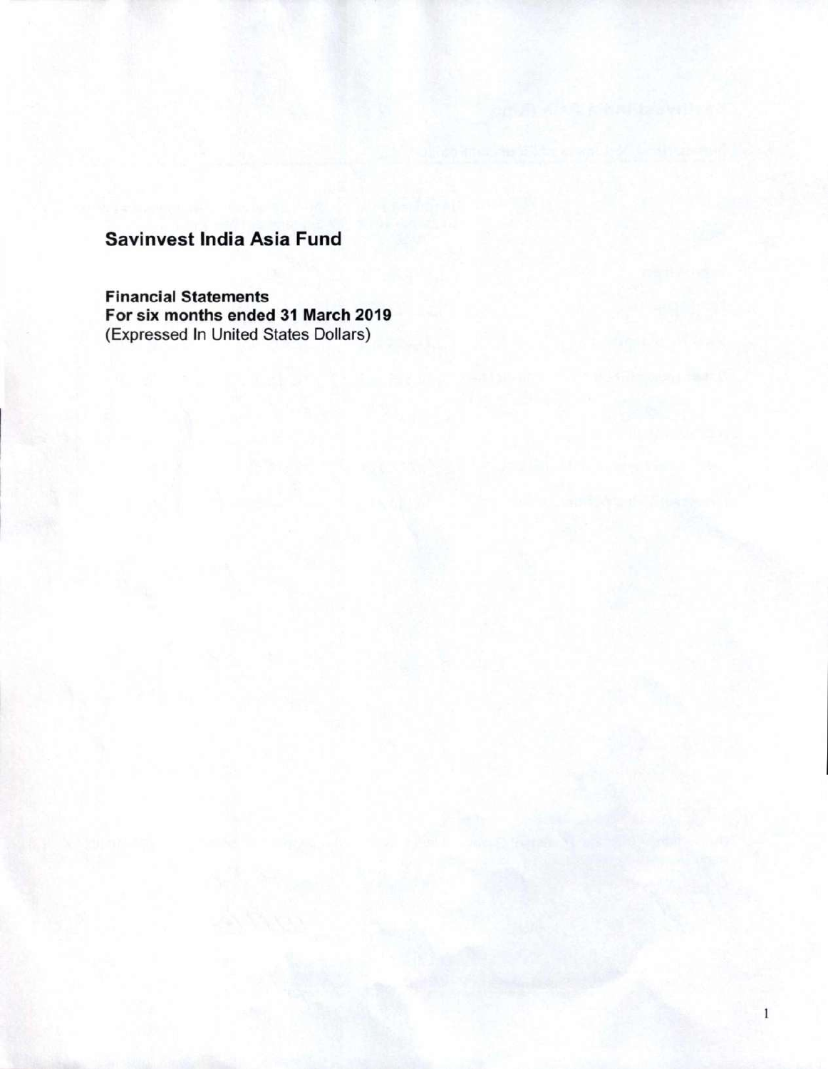# Savinvest India Asia Fund

**Financial Statements**
**For six months ended 31 March 2019**
(Expressed In United States Dollars)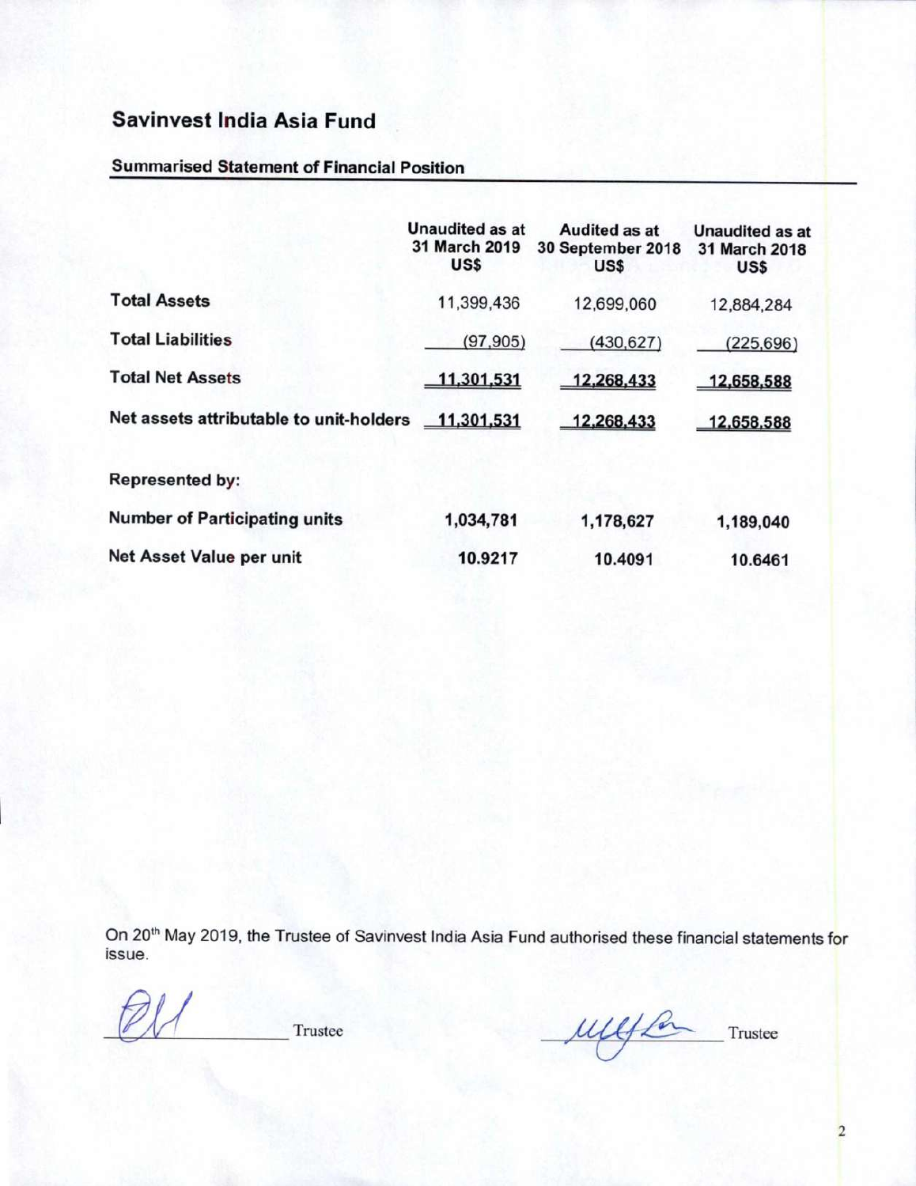# Savinvest India Asia Fund

## Summarised Statement of Financial Position

| | Unaudited as at 31 March 2019 US$ | Audited as at 30 September 2018 US$ | Unaudited as at 31 March 2018 US$ |
|---|---|---|---|
| **Total Assets** | 11,399,436 | 12,699,060 | 12,884,284 |
| **Total Liabilities** | (97,905) | (430,627) | (225,696) |
| **Total Net Assets** | 11,301,531 | 12,268,433 | 12,658,588 |
| **Net assets attributable to unit-holders** | 11,301,531 | 12,268,433 | 12,658,588 |
| **Represented by:** | | | |
| **Number of Participating units** | 1,034,781 | 1,178,627 | 1,189,040 |
| **Net Asset Value per unit** | 10.9217 | 10.4091 | 10.6461 |

On 20th May 2019, the Trustee of Savinvest India Asia Fund authorised these financial statements for issue.

Trustee

Trustee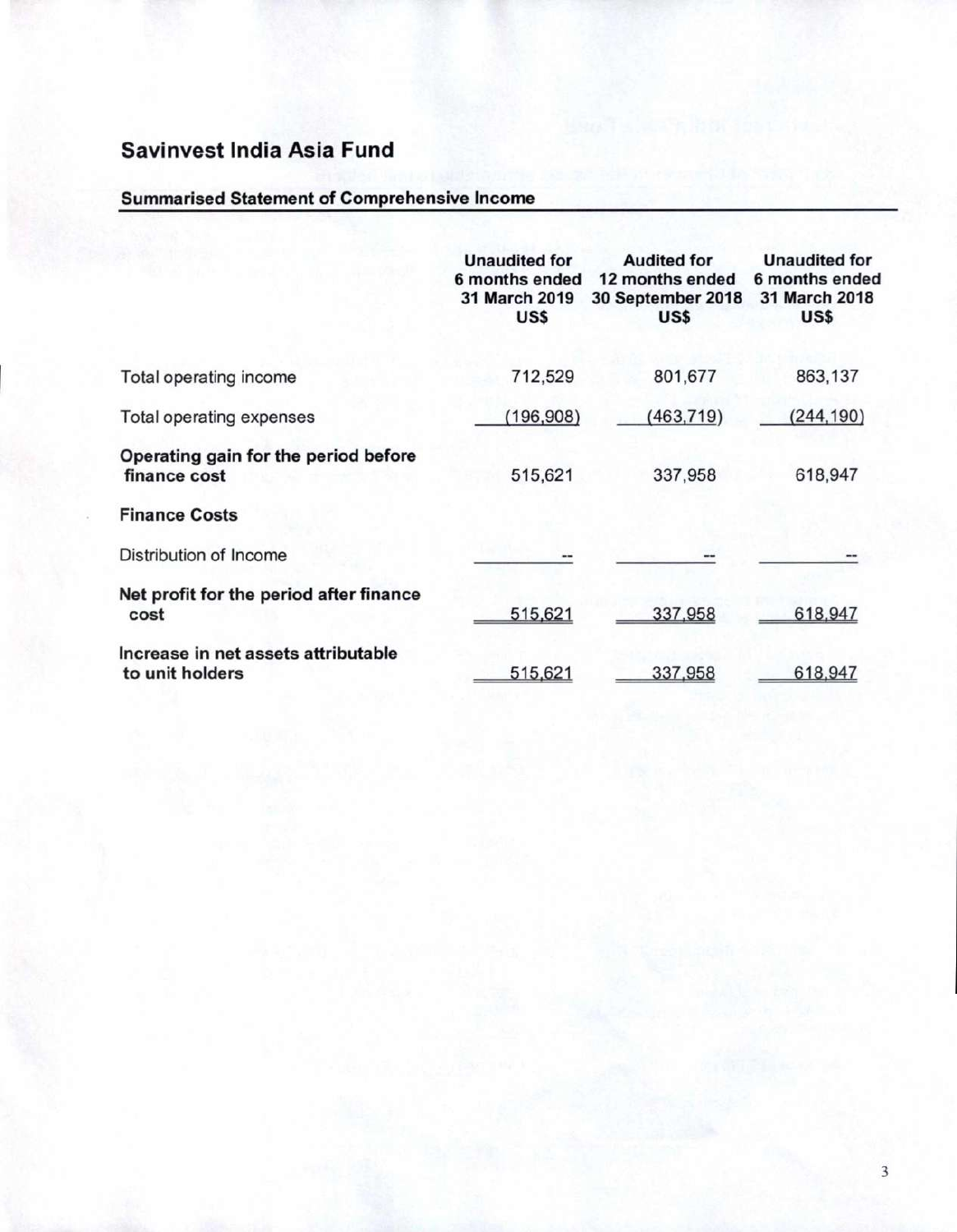## Savinvest India Asia Fund

### Summarised Statement of Comprehensive Income

| | Unaudited for 6 months ended 31 March 2019 US$ | Audited for 12 months ended 30 September 2018 US$ | Unaudited for 6 months ended 31 March 2018 US$ |
|---|---|---|---|
| Total operating income | 712,529 | 801,677 | 863,137 |
| Total operating expenses | (196,908) | (463,719) | (244,190) |
| **Operating gain for the period before finance cost** | 515,621 | 337,958 | 618,947 |
| **Finance Costs** | | | |
| Distribution of Income | -- | -- | -- |
| **Net profit for the period after finance cost** | 515,621 | 337,958 | 618,947 |
| **Increase in net assets attributable to unit holders** | 515,621 | 337,958 | 618,947 |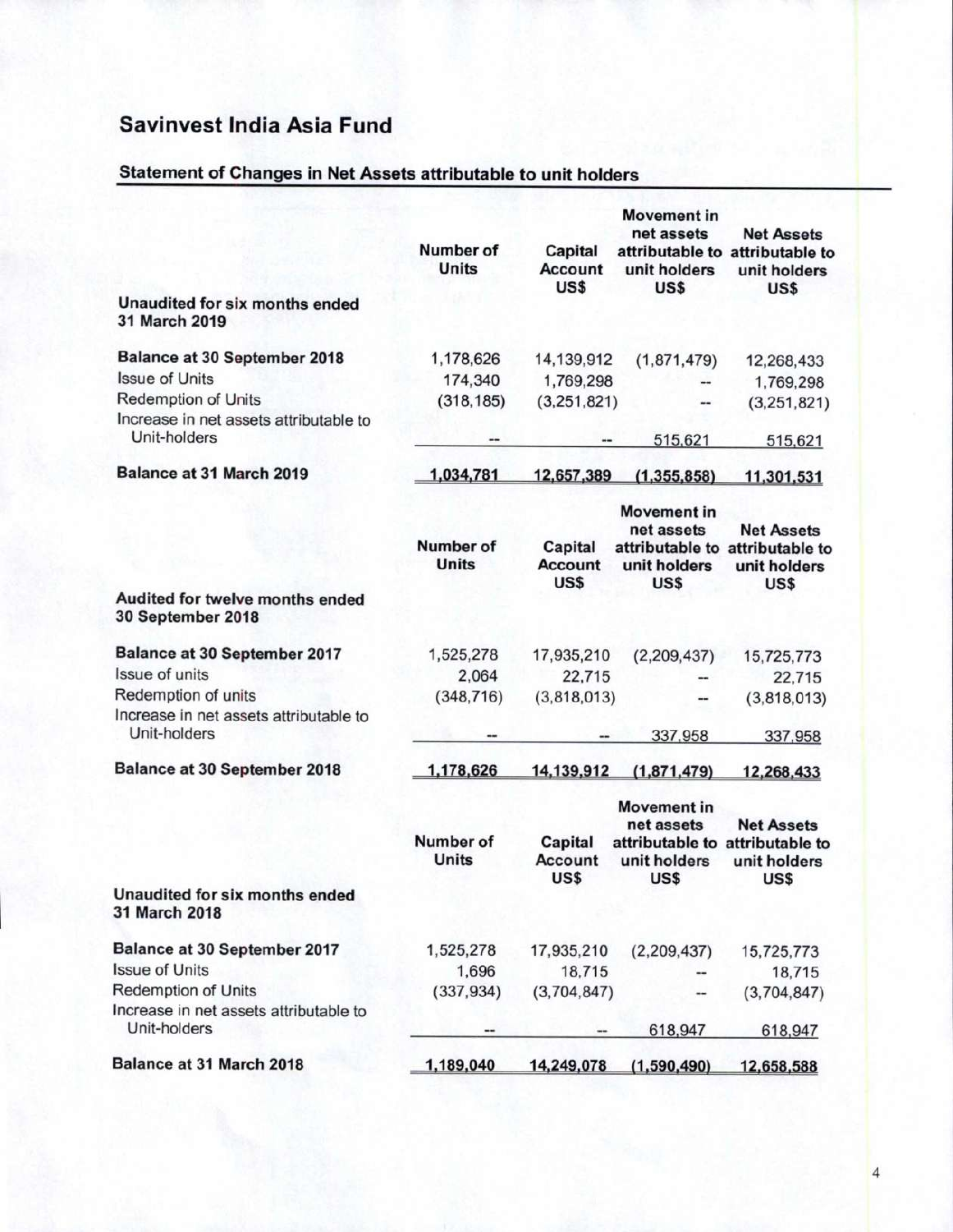# Savinvest India Asia Fund

## Statement of Changes in Net Assets attributable to unit holders

| Unaudited for six months ended 31 March 2019 | Number of Units | Capital Account US$ | Movement in net assets attributable to unit holders US$ | Net Assets attributable to unit holders US$ |
|---|---|---|---|---|
| **Balance at 30 September 2018** | 1,178,626 | 14,139,912 | (1,871,479) | 12,268,433 |
| Issue of Units | 174,340 | 1,769,298 | -- | 1,769,298 |
| Redemption of Units | (318,185) | (3,251,821) | -- | (3,251,821) |
| Increase in net assets attributable to Unit-holders | -- | -- | 515,621 | 515,621 |
| **Balance at 31 March 2019** | 1,034,781 | 12,657,389 | (1,355,858) | 11,301,531 |

| Audited for twelve months ended 30 September 2018 | Number of Units | Capital Account US$ | Movement in net assets attributable to unit holders US$ | Net Assets attributable to unit holders US$ |
|---|---|---|---|---|
| **Balance at 30 September 2017** | 1,525,278 | 17,935,210 | (2,209,437) | 15,725,773 |
| Issue of units | 2,064 | 22,715 | -- | 22,715 |
| Redemption of units | (348,716) | (3,818,013) | -- | (3,818,013) |
| Increase in net assets attributable to Unit-holders | -- | -- | 337,958 | 337,958 |
| **Balance at 30 September 2018** | 1,178,626 | 14,139,912 | (1,871,479) | 12,268,433 |

| Unaudited for six months ended 31 March 2018 | Number of Units | Capital Account US$ | Movement in net assets attributable to unit holders US$ | Net Assets attributable to unit holders US$ |
|---|---|---|---|---|
| **Balance at 30 September 2017** | 1,525,278 | 17,935,210 | (2,209,437) | 15,725,773 |
| Issue of Units | 1,696 | 18,715 | -- | 18,715 |
| Redemption of Units | (337,934) | (3,704,847) | -- | (3,704,847) |
| Increase in net assets attributable to Unit-holders | -- | -- | 618,947 | 618,947 |
| **Balance at 31 March 2018** | 1,189,040 | 14,249,078 | (1,590,490) | 12,658,588 |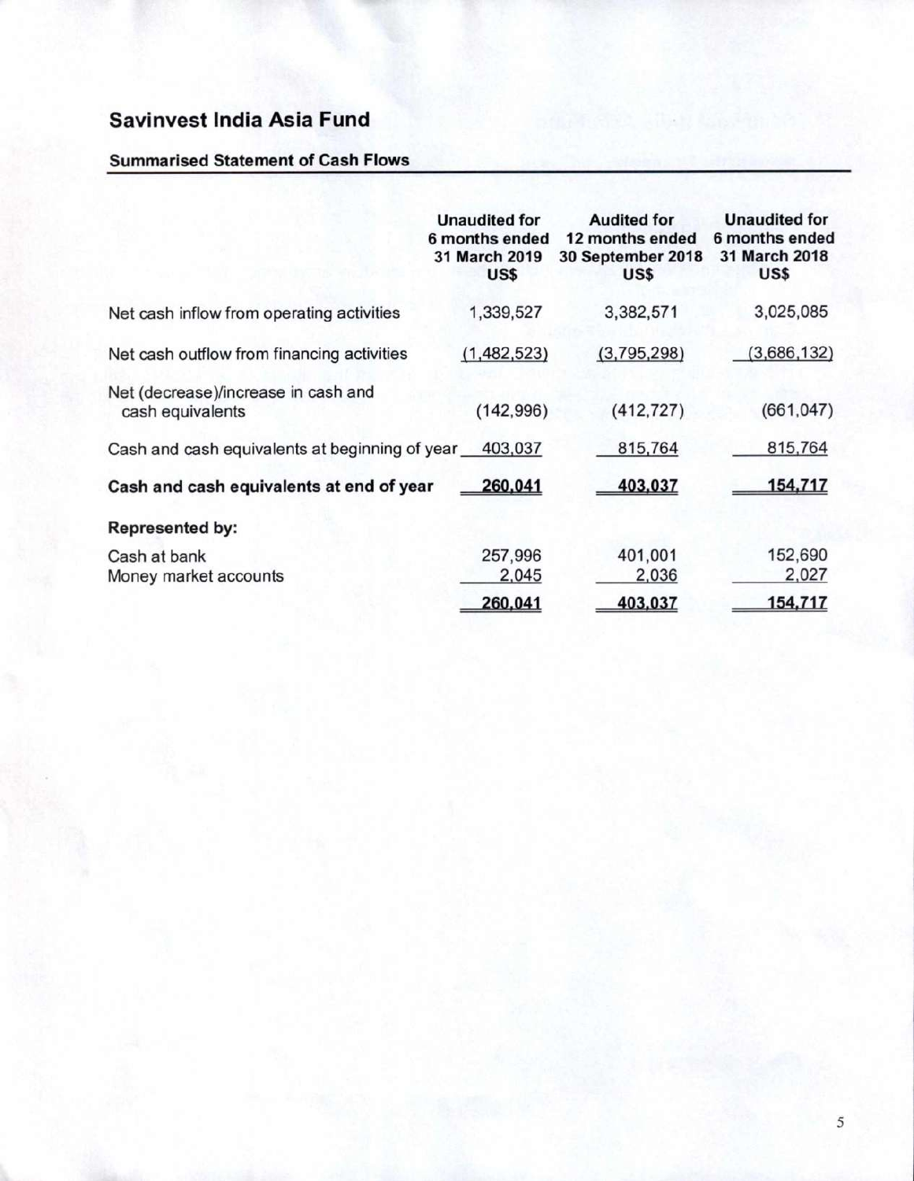# Savinvest India Asia Fund

## Summarised Statement of Cash Flows

| | Unaudited for 6 months ended 31 March 2019 US$ | Audited for 12 months ended 30 September 2018 US$ | Unaudited for 6 months ended 31 March 2018 US$ |
|---|---|---|---|
| Net cash inflow from operating activities | 1,339,527 | 3,382,571 | 3,025,085 |
| Net cash outflow from financing activities | (1,482,523) | (3,795,298) | (3,686,132) |
| Net (decrease)/increase in cash and cash equivalents | (142,996) | (412,727) | (661,047) |
| Cash and cash equivalents at beginning of year | 403,037 | 815,764 | 815,764 |
| **Cash and cash equivalents at end of year** | **260,041** | **403,037** | **154,717** |
| **Represented by:** | | | |
| Cash at bank | 257,996 | 401,001 | 152,690 |
| Money market accounts | 2,045 | 2,036 | 2,027 |
| | **260,041** | **403,037** | **154,717** |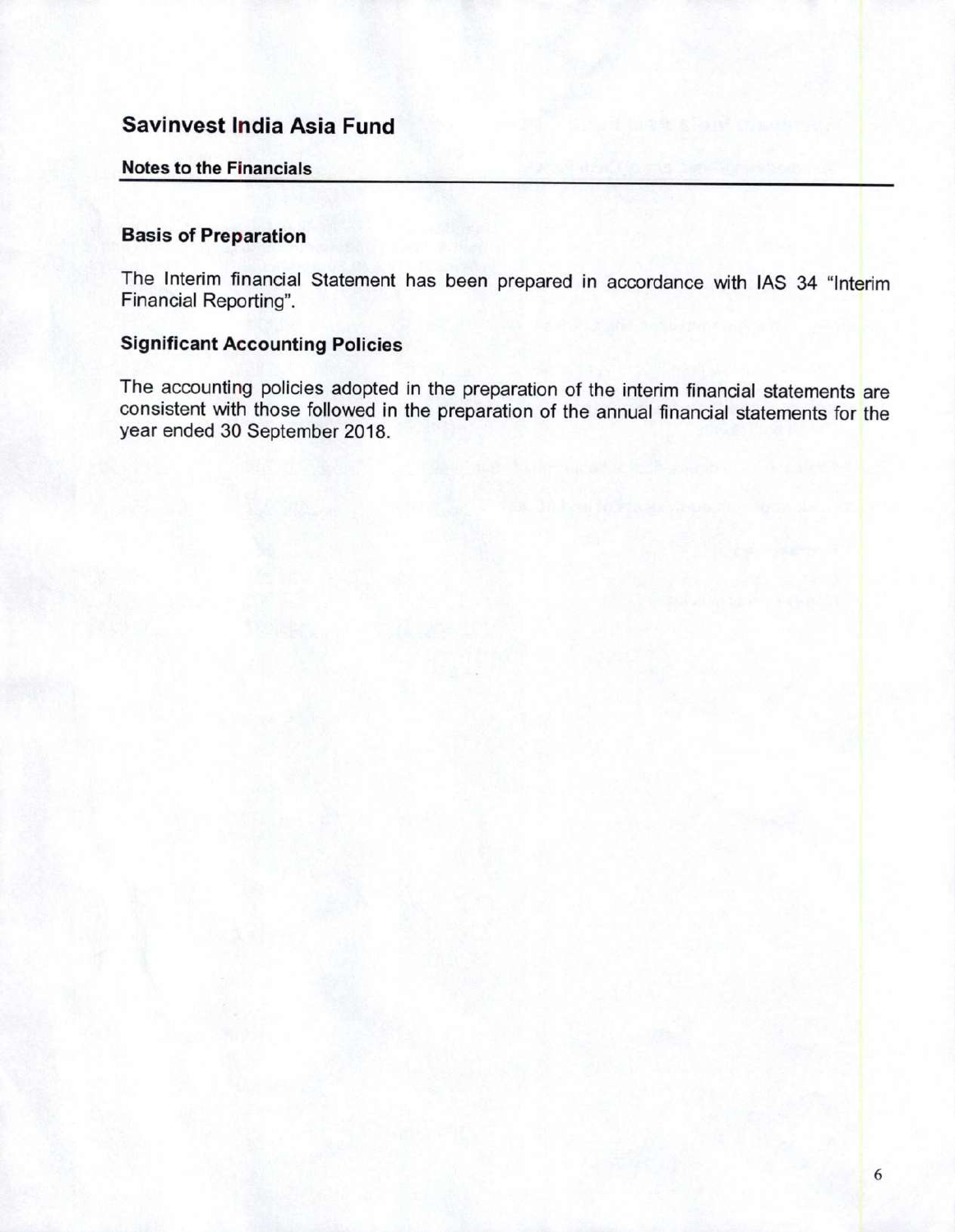# Savinvest India Asia Fund

**Notes to the Financials**

### Basis of Preparation

The Interim financial Statement has been prepared in accordance with IAS 34 "Interim Financial Reporting".

### Significant Accounting Policies

The accounting policies adopted in the preparation of the interim financial statements are consistent with those followed in the preparation of the annual financial statements for the year ended 30 September 2018.